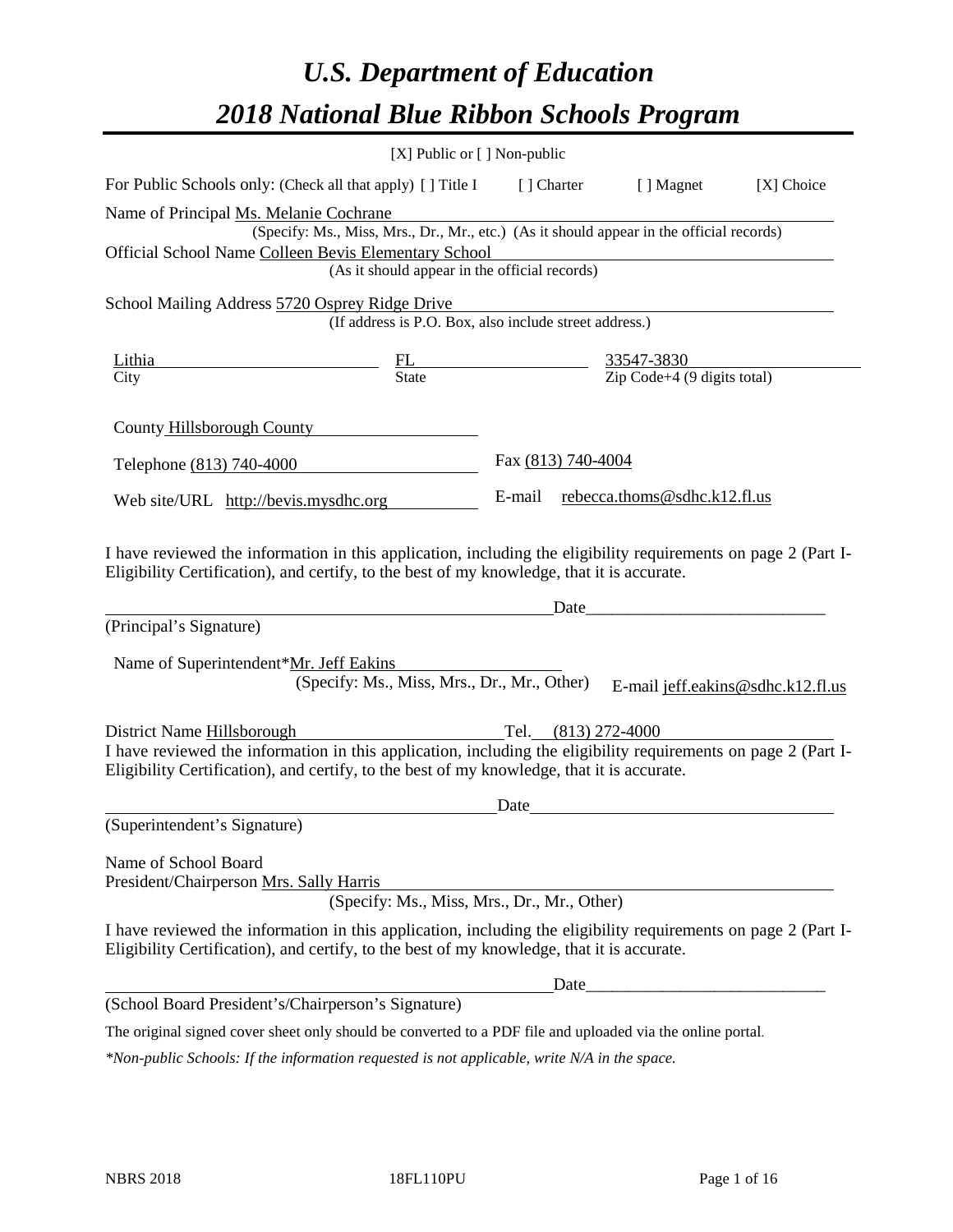# *U.S. Department of Education*
# *2018 National Blue Ribbon Schools Program*

[X] Public or [ ] Non-public

For Public Schools only: (Check all that apply) [ ] Title I [ ] Charter [ ] Magnet [X] Choice

Name of Principal Ms. Melanie Cochrane
(Specify: Ms., Miss, Mrs., Dr., Mr., etc.) (As it should appear in the official records)

Official School Name Colleen Bevis Elementary School
(As it should appear in the official records)

School Mailing Address 5720 Osprey Ridge Drive
(If address is P.O. Box, also include street address.)

| Lithia | FL | 33547-3830 |
|---|---|---|
| City | State | Zip Code+4 (9 digits total) |

County Hillsborough County

Telephone (813) 740-4000 Fax (813) 740-4004

Web site/URL http://bevis.mysdhc.org E-mail rebecca.thoms@sdhc.k12.fl.us

I have reviewed the information in this application, including the eligibility requirements on page 2 (Part I-Eligibility Certification), and certify, to the best of my knowledge, that it is accurate.

Date\_\_\_\_\_\_\_\_\_\_\_\_\_\_\_\_\_\_\_\_\_\_\_\_\_\_\_\_\_

(Principal's Signature)

Name of Superintendent*Mr. Jeff Eakins
(Specify: Ms., Miss, Mrs., Dr., Mr., Other) E-mail jeff.eakins@sdhc.k12.fl.us

District Name Hillsborough Tel. (813) 272-4000

I have reviewed the information in this application, including the eligibility requirements on page 2 (Part I-Eligibility Certification), and certify, to the best of my knowledge, that it is accurate.

Date\_\_\_\_\_\_\_\_\_\_\_\_\_\_\_\_\_\_\_\_\_\_\_\_\_\_\_\_\_

(Superintendent's Signature)

Name of School Board
President/Chairperson Mrs. Sally Harris
(Specify: Ms., Miss, Mrs., Dr., Mr., Other)

I have reviewed the information in this application, including the eligibility requirements on page 2 (Part I-Eligibility Certification), and certify, to the best of my knowledge, that it is accurate.

Date\_\_\_\_\_\_\_\_\_\_\_\_\_\_\_\_\_\_\_\_\_\_\_\_\_\_\_\_\_

(School Board President's/Chairperson's Signature)

The original signed cover sheet only should be converted to a PDF file and uploaded via the online portal.

*\*Non-public Schools: If the information requested is not applicable, write N/A in the space.*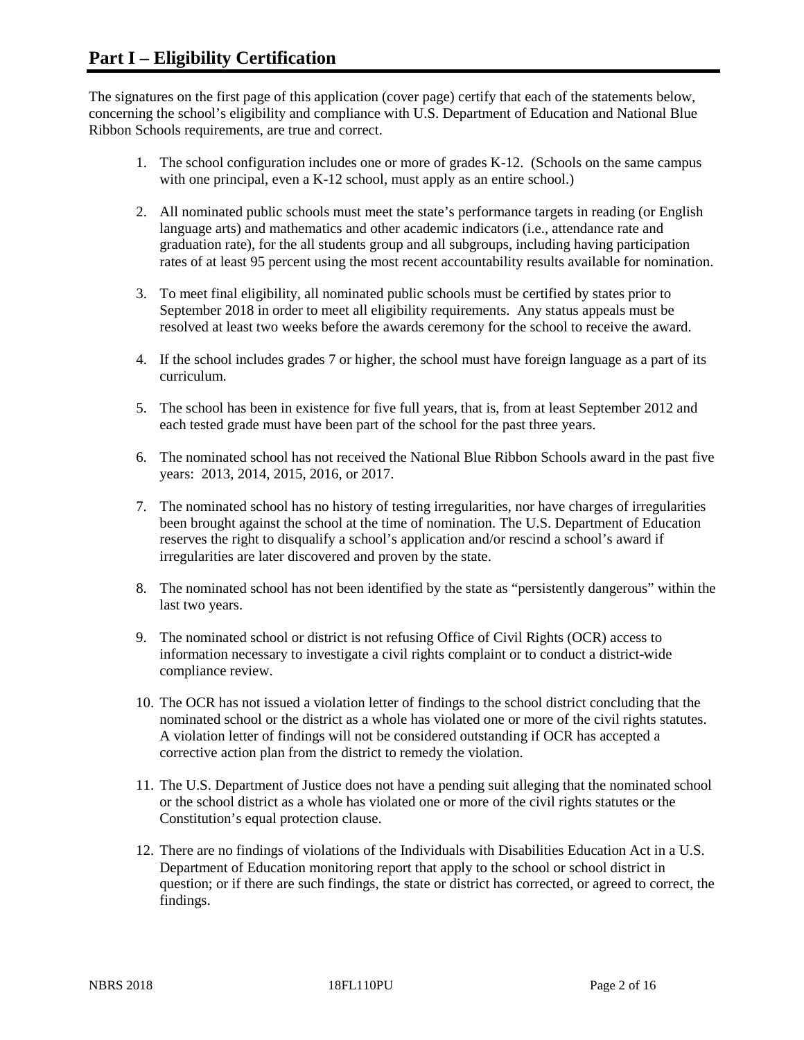# Part I – Eligibility Certification

The signatures on the first page of this application (cover page) certify that each of the statements below, concerning the school's eligibility and compliance with U.S. Department of Education and National Blue Ribbon Schools requirements, are true and correct.

1. The school configuration includes one or more of grades K-12. (Schools on the same campus with one principal, even a K-12 school, must apply as an entire school.)

2. All nominated public schools must meet the state's performance targets in reading (or English language arts) and mathematics and other academic indicators (i.e., attendance rate and graduation rate), for the all students group and all subgroups, including having participation rates of at least 95 percent using the most recent accountability results available for nomination.

3. To meet final eligibility, all nominated public schools must be certified by states prior to September 2018 in order to meet all eligibility requirements. Any status appeals must be resolved at least two weeks before the awards ceremony for the school to receive the award.

4. If the school includes grades 7 or higher, the school must have foreign language as a part of its curriculum.

5. The school has been in existence for five full years, that is, from at least September 2012 and each tested grade must have been part of the school for the past three years.

6. The nominated school has not received the National Blue Ribbon Schools award in the past five years: 2013, 2014, 2015, 2016, or 2017.

7. The nominated school has no history of testing irregularities, nor have charges of irregularities been brought against the school at the time of nomination. The U.S. Department of Education reserves the right to disqualify a school's application and/or rescind a school's award if irregularities are later discovered and proven by the state.

8. The nominated school has not been identified by the state as "persistently dangerous" within the last two years.

9. The nominated school or district is not refusing Office of Civil Rights (OCR) access to information necessary to investigate a civil rights complaint or to conduct a district-wide compliance review.

10. The OCR has not issued a violation letter of findings to the school district concluding that the nominated school or the district as a whole has violated one or more of the civil rights statutes. A violation letter of findings will not be considered outstanding if OCR has accepted a corrective action plan from the district to remedy the violation.

11. The U.S. Department of Justice does not have a pending suit alleging that the nominated school or the school district as a whole has violated one or more of the civil rights statutes or the Constitution's equal protection clause.

12. There are no findings of violations of the Individuals with Disabilities Education Act in a U.S. Department of Education monitoring report that apply to the school or school district in question; or if there are such findings, the state or district has corrected, or agreed to correct, the findings.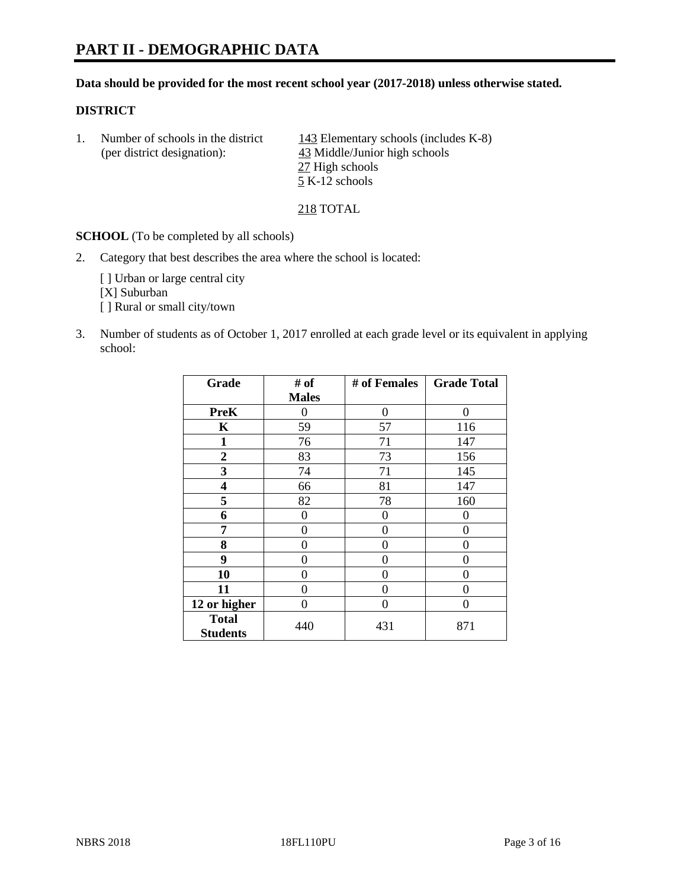# PART II - DEMOGRAPHIC DATA

**Data should be provided for the most recent school year (2017-2018) unless otherwise stated.**

## DISTRICT

1. Number of schools in the district (per district designation):
   143 Elementary schools (includes K-8)
   43 Middle/Junior high schools
   27 High schools
   5 K-12 schools

   218 TOTAL

**SCHOOL** (To be completed by all schools)

2. Category that best describes the area where the school is located:

   [ ] Urban or large central city
   [X] Suburban
   [ ] Rural or small city/town

3. Number of students as of October 1, 2017 enrolled at each grade level or its equivalent in applying school:

| Grade | # of Males | # of Females | Grade Total |
|---|---|---|---|
| PreK | 0 | 0 | 0 |
| K | 59 | 57 | 116 |
| 1 | 76 | 71 | 147 |
| 2 | 83 | 73 | 156 |
| 3 | 74 | 71 | 145 |
| 4 | 66 | 81 | 147 |
| 5 | 82 | 78 | 160 |
| 6 | 0 | 0 | 0 |
| 7 | 0 | 0 | 0 |
| 8 | 0 | 0 | 0 |
| 9 | 0 | 0 | 0 |
| 10 | 0 | 0 | 0 |
| 11 | 0 | 0 | 0 |
| 12 or higher | 0 | 0 | 0 |
| Total Students | 440 | 431 | 871 |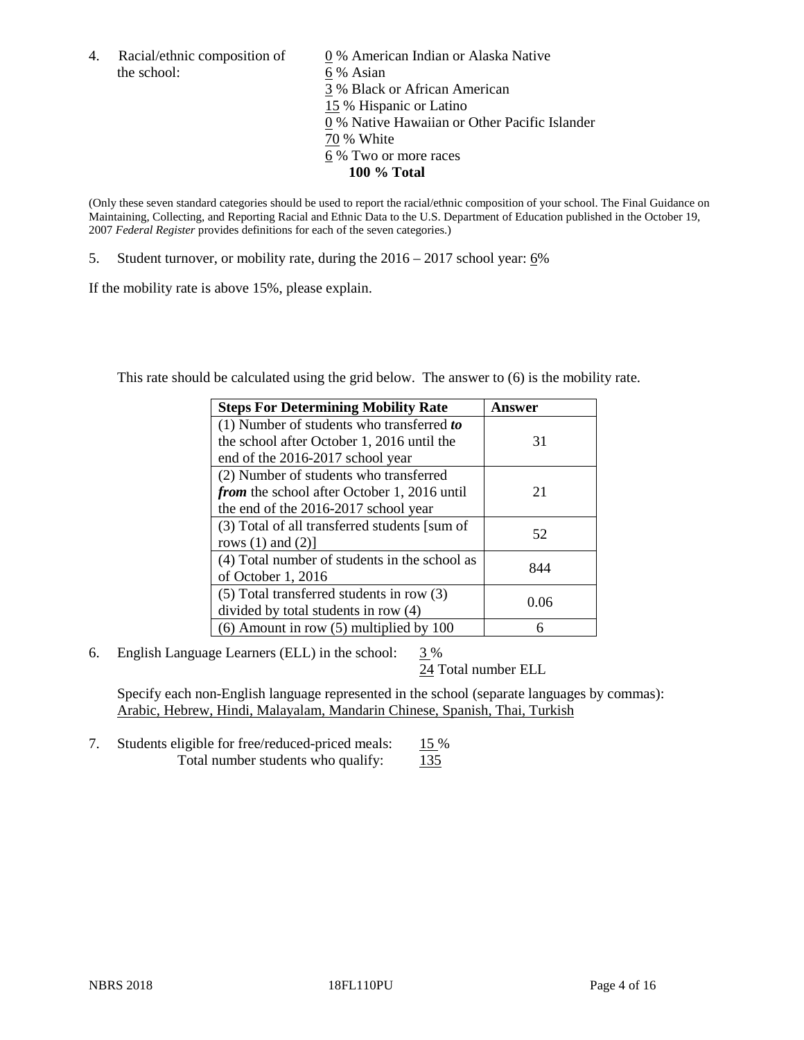4. Racial/ethnic composition of the school:

0 % American Indian or Alaska Native
6 % Asian
3 % Black or African American
15 % Hispanic or Latino
0 % Native Hawaiian or Other Pacific Islander
70 % White
6 % Two or more races
**100 % Total**

(Only these seven standard categories should be used to report the racial/ethnic composition of your school. The Final Guidance on Maintaining, Collecting, and Reporting Racial and Ethnic Data to the U.S. Department of Education published in the October 19, 2007 *Federal Register* provides definitions for each of the seven categories.)

5. Student turnover, or mobility rate, during the 2016 – 2017 school year: 6%

If the mobility rate is above 15%, please explain.

This rate should be calculated using the grid below. The answer to (6) is the mobility rate.

| **Steps For Determining Mobility Rate** | **Answer** |
|---|---|
| (1) Number of students who transferred ***to*** the school after October 1, 2016 until the end of the 2016-2017 school year | 31 |
| (2) Number of students who transferred ***from*** the school after October 1, 2016 until the end of the 2016-2017 school year | 21 |
| (3) Total of all transferred students [sum of rows (1) and (2)] | 52 |
| (4) Total number of students in the school as of October 1, 2016 | 844 |
| (5) Total transferred students in row (3) divided by total students in row (4) | 0.06 |
| (6) Amount in row (5) multiplied by 100 | 6 |

6. English Language Learners (ELL) in the school: 3 %
24 Total number ELL

Specify each non-English language represented in the school (separate languages by commas):
Arabic, Hebrew, Hindi, Malayalam, Mandarin Chinese, Spanish, Thai, Turkish

7. Students eligible for free/reduced-priced meals: 15 %
Total number students who qualify: 135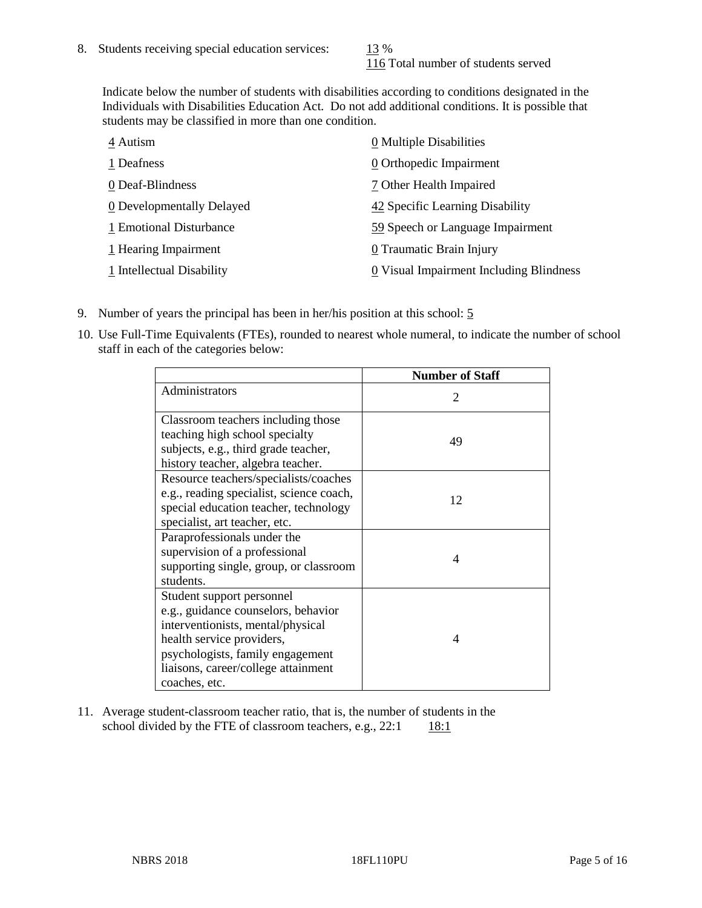8. Students receiving special education services: 13 %
116 Total number of students served

Indicate below the number of students with disabilities according to conditions designated in the Individuals with Disabilities Education Act. Do not add additional conditions. It is possible that students may be classified in more than one condition.

4 Autism
1 Deafness
0 Deaf-Blindness
0 Developmentally Delayed
1 Emotional Disturbance
1 Hearing Impairment
1 Intellectual Disability
0 Multiple Disabilities
0 Orthopedic Impairment
7 Other Health Impaired
42 Specific Learning Disability
59 Speech or Language Impairment
0 Traumatic Brain Injury
0 Visual Impairment Including Blindness

9. Number of years the principal has been in her/his position at this school: 5

10. Use Full-Time Equivalents (FTEs), rounded to nearest whole numeral, to indicate the number of school staff in each of the categories below:

| | Number of Staff |
|---|---|
| Administrators | 2 |
| Classroom teachers including those teaching high school specialty subjects, e.g., third grade teacher, history teacher, algebra teacher. | 49 |
| Resource teachers/specialists/coaches e.g., reading specialist, science coach, special education teacher, technology specialist, art teacher, etc. | 12 |
| Paraprofessionals under the supervision of a professional supporting single, group, or classroom students. | 4 |
| Student support personnel e.g., guidance counselors, behavior interventionists, mental/physical health service providers, psychologists, family engagement liaisons, career/college attainment coaches, etc. | 4 |

11. Average student-classroom teacher ratio, that is, the number of students in the school divided by the FTE of classroom teachers, e.g., 22:1 18:1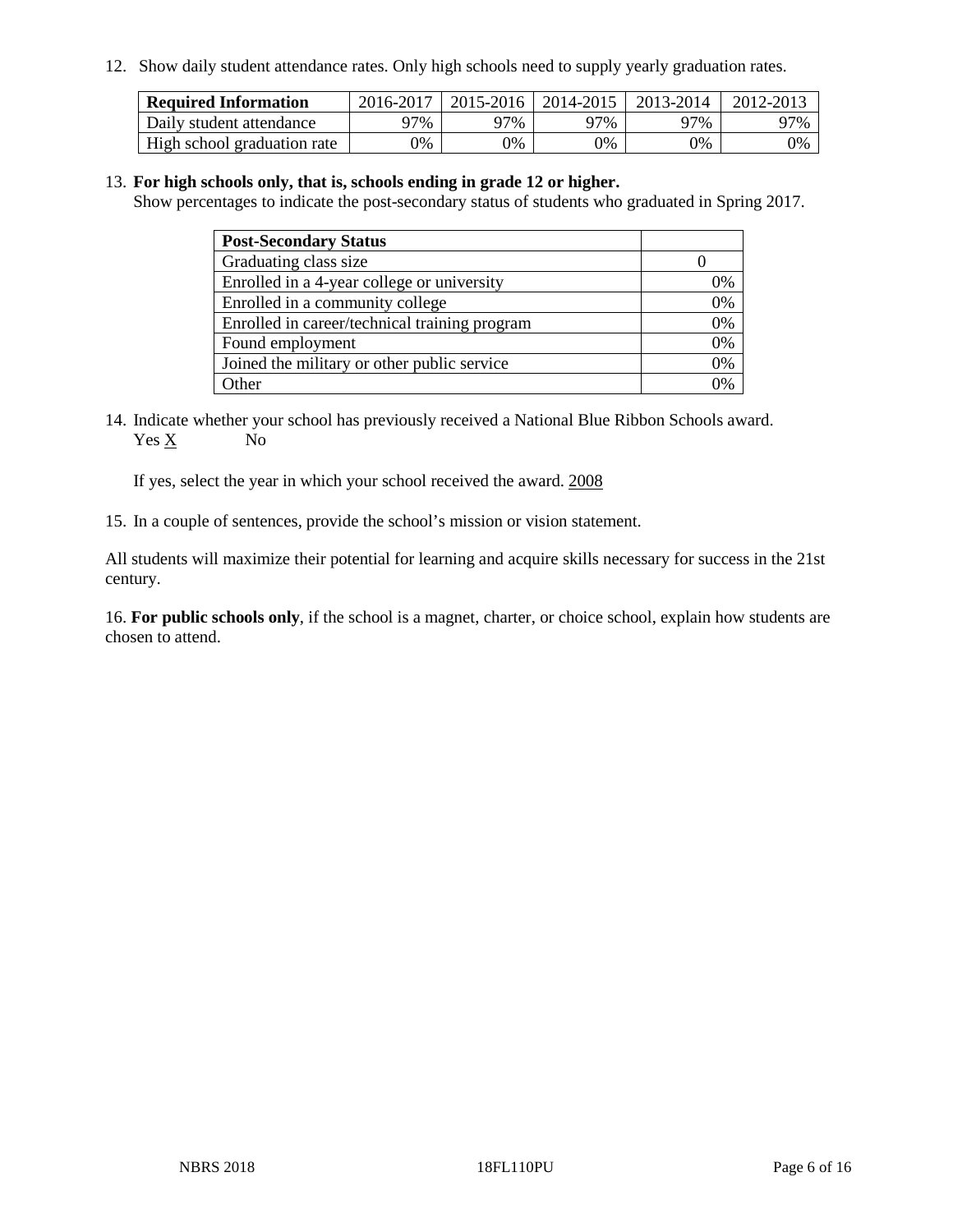12. Show daily student attendance rates. Only high schools need to supply yearly graduation rates.

| Required Information | 2016-2017 | 2015-2016 | 2014-2015 | 2013-2014 | 2012-2013 |
| --- | --- | --- | --- | --- | --- |
| Daily student attendance | 97% | 97% | 97% | 97% | 97% |
| High school graduation rate | 0% | 0% | 0% | 0% | 0% |

13. **For high schools only, that is, schools ending in grade 12 or higher.**
Show percentages to indicate the post-secondary status of students who graduated in Spring 2017.

| Post-Secondary Status | |
| --- | --- |
| Graduating class size | 0 |
| Enrolled in a 4-year college or university | 0% |
| Enrolled in a community college | 0% |
| Enrolled in career/technical training program | 0% |
| Found employment | 0% |
| Joined the military or other public service | 0% |
| Other | 0% |

14. Indicate whether your school has previously received a National Blue Ribbon Schools award.
Yes X No

If yes, select the year in which your school received the award. 2008

15. In a couple of sentences, provide the school's mission or vision statement.

All students will maximize their potential for learning and acquire skills necessary for success in the 21st century.

16. **For public schools only**, if the school is a magnet, charter, or choice school, explain how students are chosen to attend.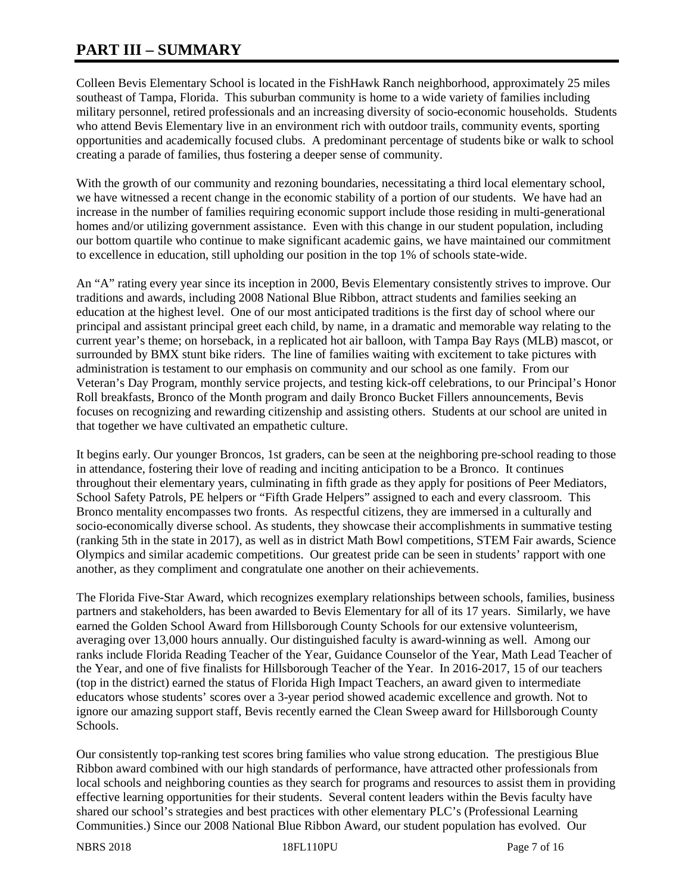# PART III – SUMMARY

Colleen Bevis Elementary School is located in the FishHawk Ranch neighborhood, approximately 25 miles southeast of Tampa, Florida. This suburban community is home to a wide variety of families including military personnel, retired professionals and an increasing diversity of socio-economic households. Students who attend Bevis Elementary live in an environment rich with outdoor trails, community events, sporting opportunities and academically focused clubs. A predominant percentage of students bike or walk to school creating a parade of families, thus fostering a deeper sense of community.

With the growth of our community and rezoning boundaries, necessitating a third local elementary school, we have witnessed a recent change in the economic stability of a portion of our students. We have had an increase in the number of families requiring economic support include those residing in multi-generational homes and/or utilizing government assistance. Even with this change in our student population, including our bottom quartile who continue to make significant academic gains, we have maintained our commitment to excellence in education, still upholding our position in the top 1% of schools state-wide.

An "A" rating every year since its inception in 2000, Bevis Elementary consistently strives to improve. Our traditions and awards, including 2008 National Blue Ribbon, attract students and families seeking an education at the highest level. One of our most anticipated traditions is the first day of school where our principal and assistant principal greet each child, by name, in a dramatic and memorable way relating to the current year's theme; on horseback, in a replicated hot air balloon, with Tampa Bay Rays (MLB) mascot, or surrounded by BMX stunt bike riders. The line of families waiting with excitement to take pictures with administration is testament to our emphasis on community and our school as one family. From our Veteran's Day Program, monthly service projects, and testing kick-off celebrations, to our Principal's Honor Roll breakfasts, Bronco of the Month program and daily Bronco Bucket Fillers announcements, Bevis focuses on recognizing and rewarding citizenship and assisting others. Students at our school are united in that together we have cultivated an empathetic culture.

It begins early. Our younger Broncos, 1st graders, can be seen at the neighboring pre-school reading to those in attendance, fostering their love of reading and inciting anticipation to be a Bronco. It continues throughout their elementary years, culminating in fifth grade as they apply for positions of Peer Mediators, School Safety Patrols, PE helpers or "Fifth Grade Helpers" assigned to each and every classroom. This Bronco mentality encompasses two fronts. As respectful citizens, they are immersed in a culturally and socio-economically diverse school. As students, they showcase their accomplishments in summative testing (ranking 5th in the state in 2017), as well as in district Math Bowl competitions, STEM Fair awards, Science Olympics and similar academic competitions. Our greatest pride can be seen in students' rapport with one another, as they compliment and congratulate one another on their achievements.

The Florida Five-Star Award, which recognizes exemplary relationships between schools, families, business partners and stakeholders, has been awarded to Bevis Elementary for all of its 17 years. Similarly, we have earned the Golden School Award from Hillsborough County Schools for our extensive volunteerism, averaging over 13,000 hours annually. Our distinguished faculty is award-winning as well. Among our ranks include Florida Reading Teacher of the Year, Guidance Counselor of the Year, Math Lead Teacher of the Year, and one of five finalists for Hillsborough Teacher of the Year. In 2016-2017, 15 of our teachers (top in the district) earned the status of Florida High Impact Teachers, an award given to intermediate educators whose students' scores over a 3-year period showed academic excellence and growth. Not to ignore our amazing support staff, Bevis recently earned the Clean Sweep award for Hillsborough County Schools.

Our consistently top-ranking test scores bring families who value strong education. The prestigious Blue Ribbon award combined with our high standards of performance, have attracted other professionals from local schools and neighboring counties as they search for programs and resources to assist them in providing effective learning opportunities for their students. Several content leaders within the Bevis faculty have shared our school's strategies and best practices with other elementary PLC's (Professional Learning Communities.) Since our 2008 National Blue Ribbon Award, our student population has evolved. Our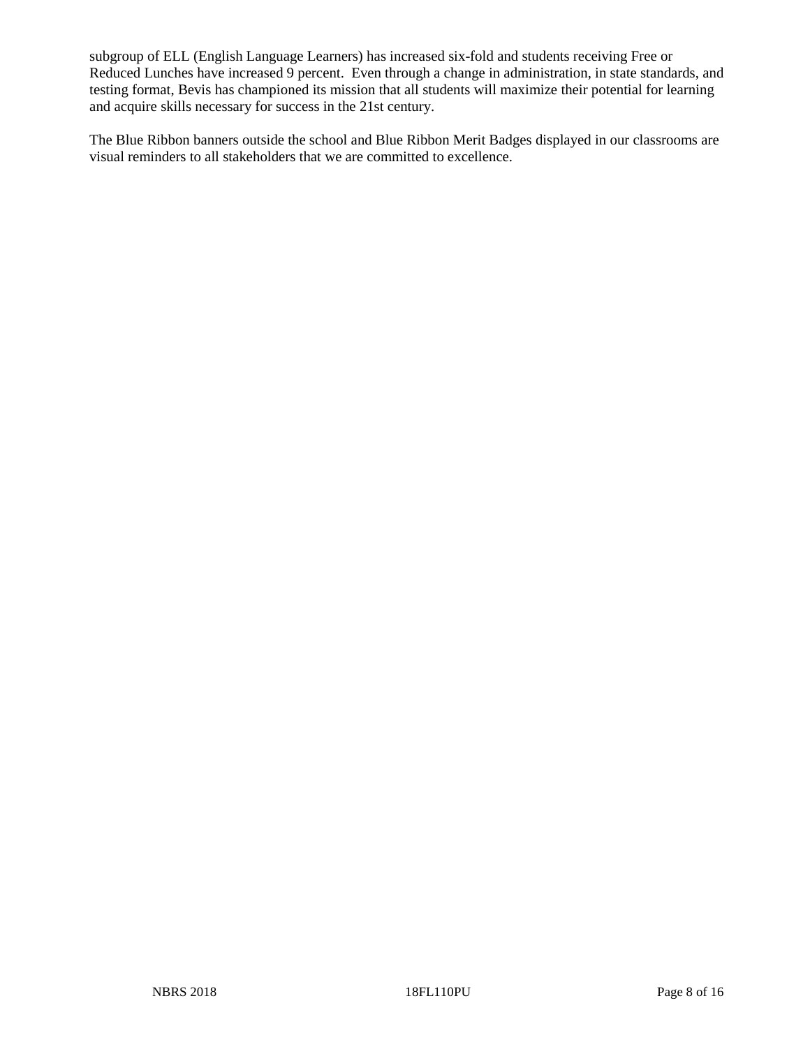subgroup of ELL (English Language Learners) has increased six-fold and students receiving Free or Reduced Lunches have increased 9 percent. Even through a change in administration, in state standards, and testing format, Bevis has championed its mission that all students will maximize their potential for learning and acquire skills necessary for success in the 21st century.

The Blue Ribbon banners outside the school and Blue Ribbon Merit Badges displayed in our classrooms are visual reminders to all stakeholders that we are committed to excellence.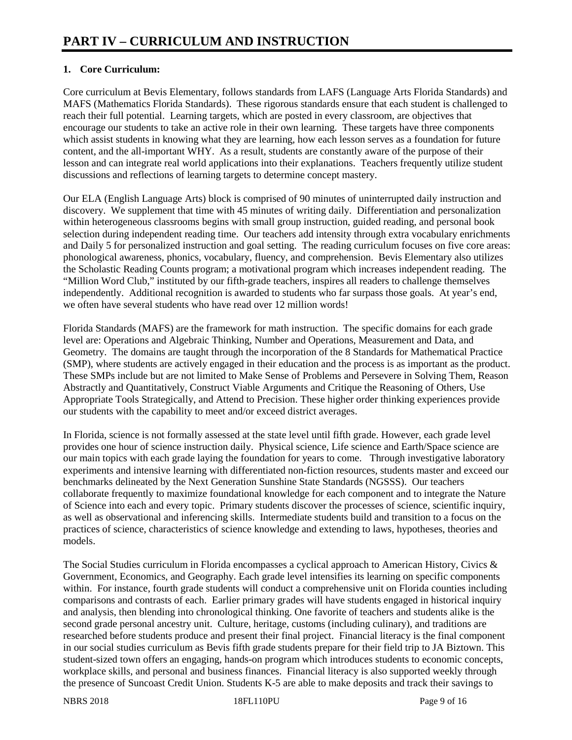# PART IV – CURRICULUM AND INSTRUCTION

## 1. Core Curriculum:

Core curriculum at Bevis Elementary, follows standards from LAFS (Language Arts Florida Standards) and MAFS (Mathematics Florida Standards). These rigorous standards ensure that each student is challenged to reach their full potential. Learning targets, which are posted in every classroom, are objectives that encourage our students to take an active role in their own learning. These targets have three components which assist students in knowing what they are learning, how each lesson serves as a foundation for future content, and the all-important WHY. As a result, students are constantly aware of the purpose of their lesson and can integrate real world applications into their explanations. Teachers frequently utilize student discussions and reflections of learning targets to determine concept mastery.

Our ELA (English Language Arts) block is comprised of 90 minutes of uninterrupted daily instruction and discovery. We supplement that time with 45 minutes of writing daily. Differentiation and personalization within heterogeneous classrooms begins with small group instruction, guided reading, and personal book selection during independent reading time. Our teachers add intensity through extra vocabulary enrichments and Daily 5 for personalized instruction and goal setting. The reading curriculum focuses on five core areas: phonological awareness, phonics, vocabulary, fluency, and comprehension. Bevis Elementary also utilizes the Scholastic Reading Counts program; a motivational program which increases independent reading. The "Million Word Club," instituted by our fifth-grade teachers, inspires all readers to challenge themselves independently. Additional recognition is awarded to students who far surpass those goals. At year's end, we often have several students who have read over 12 million words!

Florida Standards (MAFS) are the framework for math instruction. The specific domains for each grade level are: Operations and Algebraic Thinking, Number and Operations, Measurement and Data, and Geometry. The domains are taught through the incorporation of the 8 Standards for Mathematical Practice (SMP), where students are actively engaged in their education and the process is as important as the product. These SMPs include but are not limited to Make Sense of Problems and Persevere in Solving Them, Reason Abstractly and Quantitatively, Construct Viable Arguments and Critique the Reasoning of Others, Use Appropriate Tools Strategically, and Attend to Precision. These higher order thinking experiences provide our students with the capability to meet and/or exceed district averages.

In Florida, science is not formally assessed at the state level until fifth grade. However, each grade level provides one hour of science instruction daily. Physical science, Life science and Earth/Space science are our main topics with each grade laying the foundation for years to come. Through investigative laboratory experiments and intensive learning with differentiated non-fiction resources, students master and exceed our benchmarks delineated by the Next Generation Sunshine State Standards (NGSSS). Our teachers collaborate frequently to maximize foundational knowledge for each component and to integrate the Nature of Science into each and every topic. Primary students discover the processes of science, scientific inquiry, as well as observational and inferencing skills. Intermediate students build and transition to a focus on the practices of science, characteristics of science knowledge and extending to laws, hypotheses, theories and models.

The Social Studies curriculum in Florida encompasses a cyclical approach to American History, Civics & Government, Economics, and Geography. Each grade level intensifies its learning on specific components within. For instance, fourth grade students will conduct a comprehensive unit on Florida counties including comparisons and contrasts of each. Earlier primary grades will have students engaged in historical inquiry and analysis, then blending into chronological thinking. One favorite of teachers and students alike is the second grade personal ancestry unit. Culture, heritage, customs (including culinary), and traditions are researched before students produce and present their final project. Financial literacy is the final component in our social studies curriculum as Bevis fifth grade students prepare for their field trip to JA Biztown. This student-sized town offers an engaging, hands-on program which introduces students to economic concepts, workplace skills, and personal and business finances. Financial literacy is also supported weekly through the presence of Suncoast Credit Union. Students K-5 are able to make deposits and track their savings to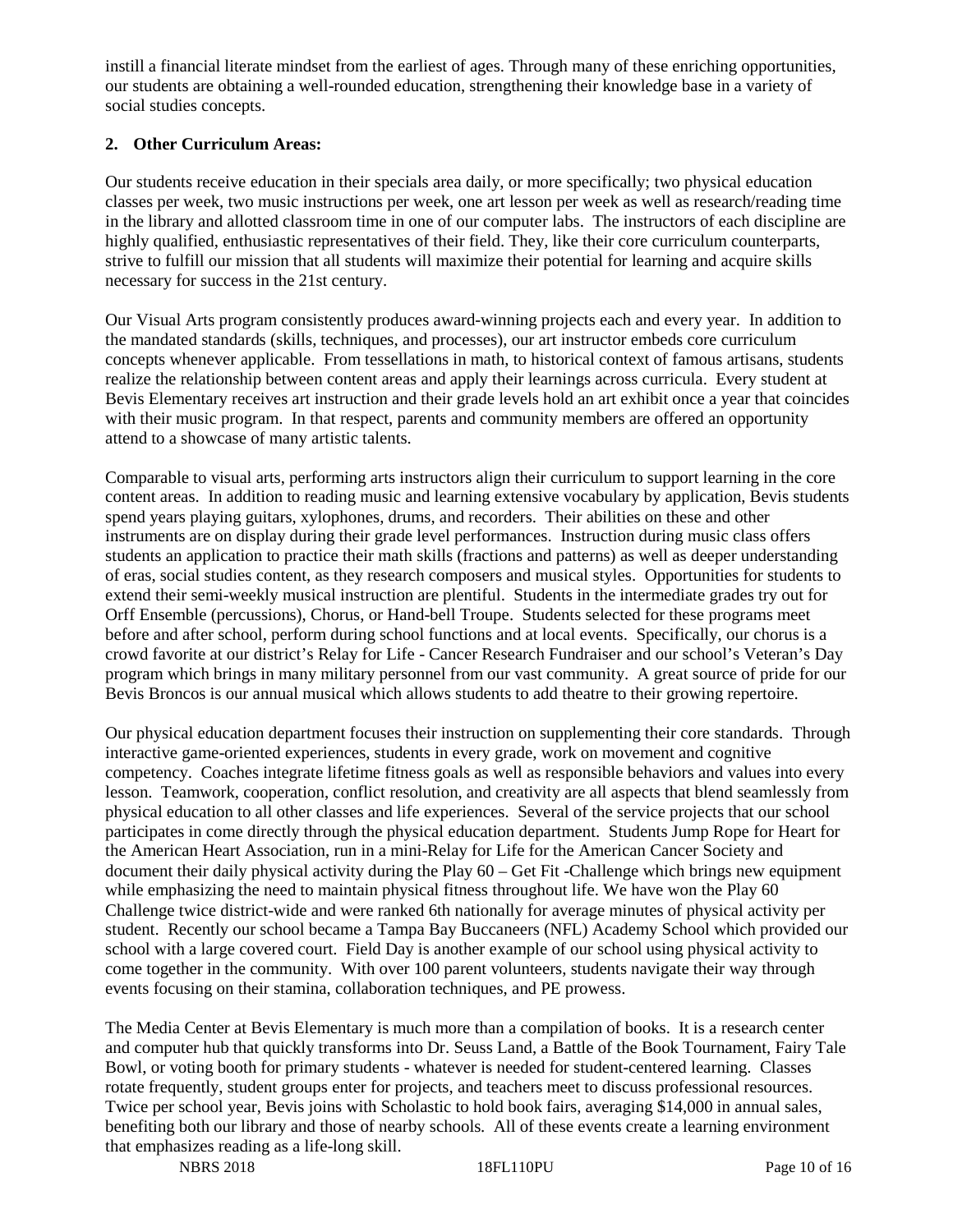instill a financial literate mindset from the earliest of ages. Through many of these enriching opportunities, our students are obtaining a well-rounded education, strengthening their knowledge base in a variety of social studies concepts.

**2. Other Curriculum Areas:**

Our students receive education in their specials area daily, or more specifically; two physical education classes per week, two music instructions per week, one art lesson per week as well as research/reading time in the library and allotted classroom time in one of our computer labs. The instructors of each discipline are highly qualified, enthusiastic representatives of their field. They, like their core curriculum counterparts, strive to fulfill our mission that all students will maximize their potential for learning and acquire skills necessary for success in the 21st century.

Our Visual Arts program consistently produces award-winning projects each and every year. In addition to the mandated standards (skills, techniques, and processes), our art instructor embeds core curriculum concepts whenever applicable. From tessellations in math, to historical context of famous artisans, students realize the relationship between content areas and apply their learnings across curricula. Every student at Bevis Elementary receives art instruction and their grade levels hold an art exhibit once a year that coincides with their music program. In that respect, parents and community members are offered an opportunity attend to a showcase of many artistic talents.

Comparable to visual arts, performing arts instructors align their curriculum to support learning in the core content areas. In addition to reading music and learning extensive vocabulary by application, Bevis students spend years playing guitars, xylophones, drums, and recorders. Their abilities on these and other instruments are on display during their grade level performances. Instruction during music class offers students an application to practice their math skills (fractions and patterns) as well as deeper understanding of eras, social studies content, as they research composers and musical styles. Opportunities for students to extend their semi-weekly musical instruction are plentiful. Students in the intermediate grades try out for Orff Ensemble (percussions), Chorus, or Hand-bell Troupe. Students selected for these programs meet before and after school, perform during school functions and at local events. Specifically, our chorus is a crowd favorite at our district's Relay for Life - Cancer Research Fundraiser and our school's Veteran's Day program which brings in many military personnel from our vast community. A great source of pride for our Bevis Broncos is our annual musical which allows students to add theatre to their growing repertoire.

Our physical education department focuses their instruction on supplementing their core standards. Through interactive game-oriented experiences, students in every grade, work on movement and cognitive competency. Coaches integrate lifetime fitness goals as well as responsible behaviors and values into every lesson. Teamwork, cooperation, conflict resolution, and creativity are all aspects that blend seamlessly from physical education to all other classes and life experiences. Several of the service projects that our school participates in come directly through the physical education department. Students Jump Rope for Heart for the American Heart Association, run in a mini-Relay for Life for the American Cancer Society and document their daily physical activity during the Play 60 – Get Fit -Challenge which brings new equipment while emphasizing the need to maintain physical fitness throughout life. We have won the Play 60 Challenge twice district-wide and were ranked 6th nationally for average minutes of physical activity per student. Recently our school became a Tampa Bay Buccaneers (NFL) Academy School which provided our school with a large covered court. Field Day is another example of our school using physical activity to come together in the community. With over 100 parent volunteers, students navigate their way through events focusing on their stamina, collaboration techniques, and PE prowess.

The Media Center at Bevis Elementary is much more than a compilation of books. It is a research center and computer hub that quickly transforms into Dr. Seuss Land, a Battle of the Book Tournament, Fairy Tale Bowl, or voting booth for primary students - whatever is needed for student-centered learning. Classes rotate frequently, student groups enter for projects, and teachers meet to discuss professional resources. Twice per school year, Bevis joins with Scholastic to hold book fairs, averaging $14,000 in annual sales, benefiting both our library and those of nearby schools. All of these events create a learning environment that emphasizes reading as a life-long skill.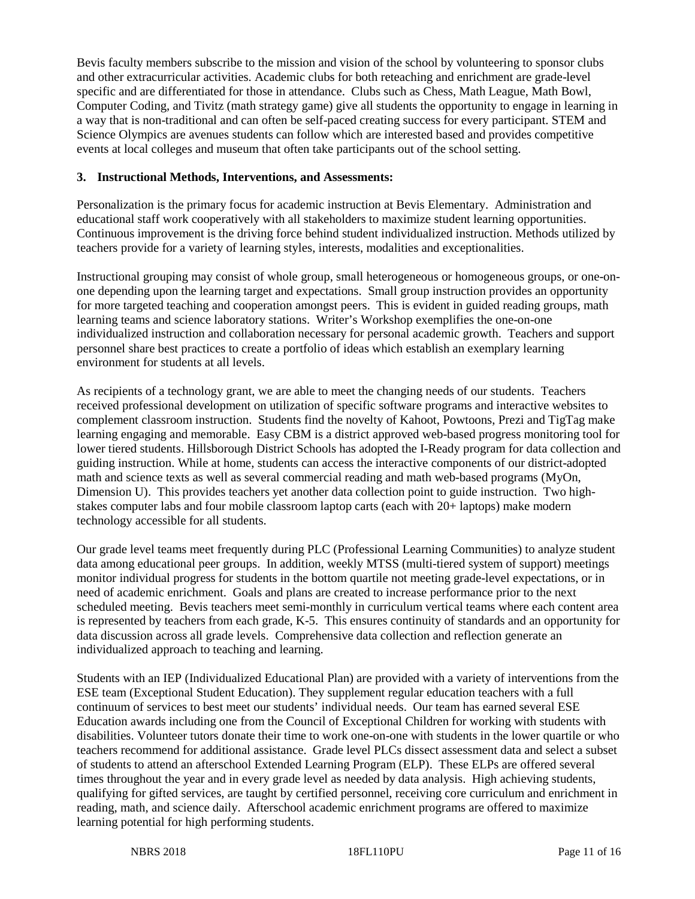Bevis faculty members subscribe to the mission and vision of the school by volunteering to sponsor clubs and other extracurricular activities. Academic clubs for both reteaching and enrichment are grade-level specific and are differentiated for those in attendance. Clubs such as Chess, Math League, Math Bowl, Computer Coding, and Tivitz (math strategy game) give all students the opportunity to engage in learning in a way that is non-traditional and can often be self-paced creating success for every participant. STEM and Science Olympics are avenues students can follow which are interested based and provides competitive events at local colleges and museum that often take participants out of the school setting.

**3. Instructional Methods, Interventions, and Assessments:**

Personalization is the primary focus for academic instruction at Bevis Elementary. Administration and educational staff work cooperatively with all stakeholders to maximize student learning opportunities. Continuous improvement is the driving force behind student individualized instruction. Methods utilized by teachers provide for a variety of learning styles, interests, modalities and exceptionalities.

Instructional grouping may consist of whole group, small heterogeneous or homogeneous groups, or one-on-one depending upon the learning target and expectations. Small group instruction provides an opportunity for more targeted teaching and cooperation amongst peers. This is evident in guided reading groups, math learning teams and science laboratory stations. Writer's Workshop exemplifies the one-on-one individualized instruction and collaboration necessary for personal academic growth. Teachers and support personnel share best practices to create a portfolio of ideas which establish an exemplary learning environment for students at all levels.

As recipients of a technology grant, we are able to meet the changing needs of our students. Teachers received professional development on utilization of specific software programs and interactive websites to complement classroom instruction. Students find the novelty of Kahoot, Powtoons, Prezi and TigTag make learning engaging and memorable. Easy CBM is a district approved web-based progress monitoring tool for lower tiered students. Hillsborough District Schools has adopted the I-Ready program for data collection and guiding instruction. While at home, students can access the interactive components of our district-adopted math and science texts as well as several commercial reading and math web-based programs (MyOn, Dimension U). This provides teachers yet another data collection point to guide instruction. Two high-stakes computer labs and four mobile classroom laptop carts (each with 20+ laptops) make modern technology accessible for all students.

Our grade level teams meet frequently during PLC (Professional Learning Communities) to analyze student data among educational peer groups. In addition, weekly MTSS (multi-tiered system of support) meetings monitor individual progress for students in the bottom quartile not meeting grade-level expectations, or in need of academic enrichment. Goals and plans are created to increase performance prior to the next scheduled meeting. Bevis teachers meet semi-monthly in curriculum vertical teams where each content area is represented by teachers from each grade, K-5. This ensures continuity of standards and an opportunity for data discussion across all grade levels. Comprehensive data collection and reflection generate an individualized approach to teaching and learning.

Students with an IEP (Individualized Educational Plan) are provided with a variety of interventions from the ESE team (Exceptional Student Education). They supplement regular education teachers with a full continuum of services to best meet our students' individual needs. Our team has earned several ESE Education awards including one from the Council of Exceptional Children for working with students with disabilities. Volunteer tutors donate their time to work one-on-one with students in the lower quartile or who teachers recommend for additional assistance. Grade level PLCs dissect assessment data and select a subset of students to attend an afterschool Extended Learning Program (ELP). These ELPs are offered several times throughout the year and in every grade level as needed by data analysis. High achieving students, qualifying for gifted services, are taught by certified personnel, receiving core curriculum and enrichment in reading, math, and science daily. Afterschool academic enrichment programs are offered to maximize learning potential for high performing students.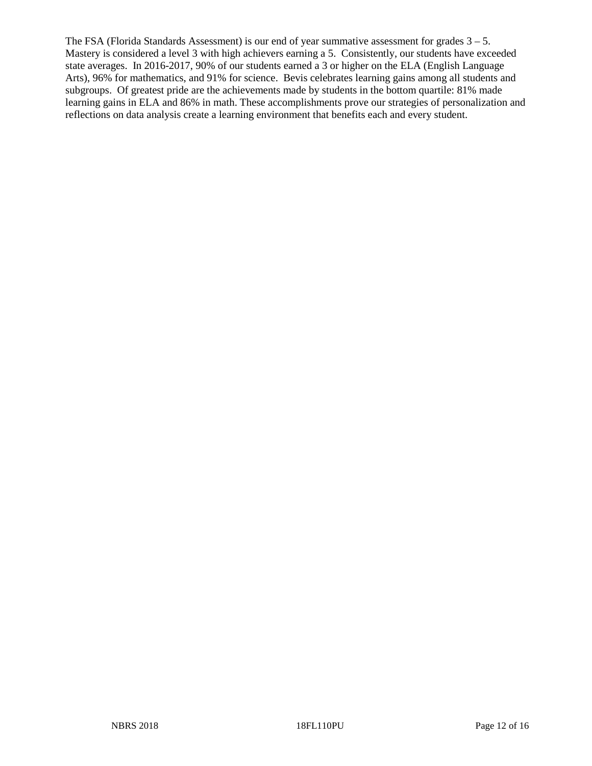The FSA (Florida Standards Assessment) is our end of year summative assessment for grades 3 – 5. Mastery is considered a level 3 with high achievers earning a 5. Consistently, our students have exceeded state averages. In 2016-2017, 90% of our students earned a 3 or higher on the ELA (English Language Arts), 96% for mathematics, and 91% for science. Bevis celebrates learning gains among all students and subgroups. Of greatest pride are the achievements made by students in the bottom quartile: 81% made learning gains in ELA and 86% in math. These accomplishments prove our strategies of personalization and reflections on data analysis create a learning environment that benefits each and every student.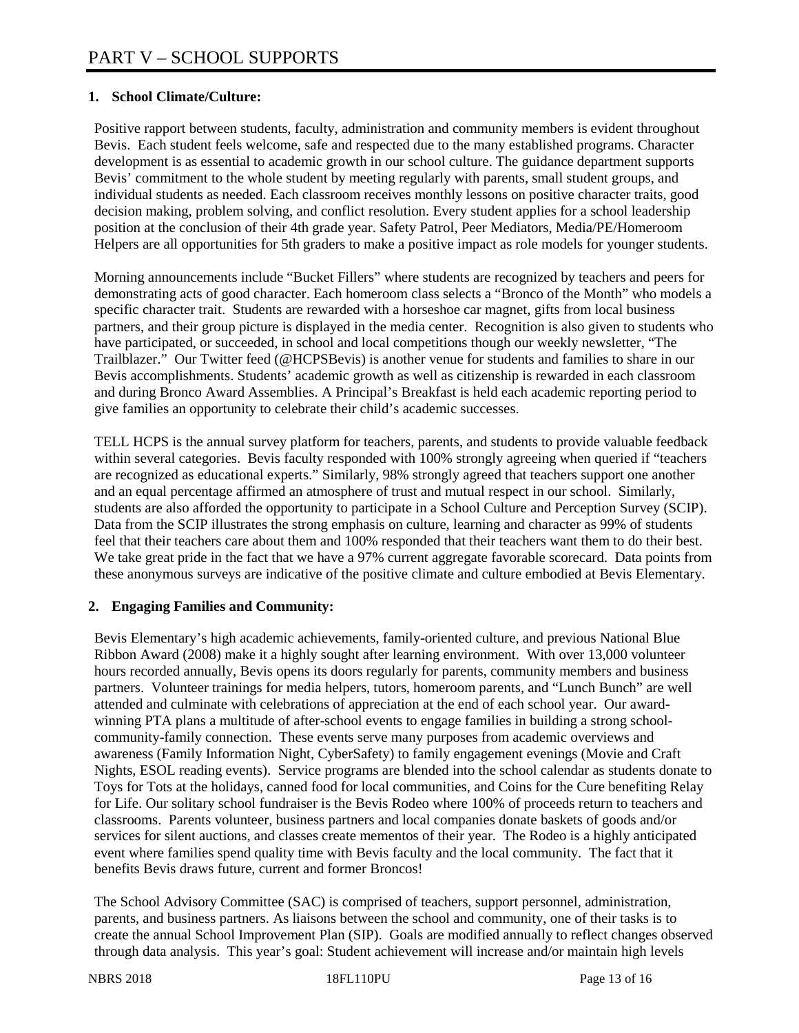# PART V – SCHOOL SUPPORTS

**1. School Climate/Culture:**

Positive rapport between students, faculty, administration and community members is evident throughout Bevis. Each student feels welcome, safe and respected due to the many established programs. Character development is as essential to academic growth in our school culture. The guidance department supports Bevis' commitment to the whole student by meeting regularly with parents, small student groups, and individual students as needed. Each classroom receives monthly lessons on positive character traits, good decision making, problem solving, and conflict resolution. Every student applies for a school leadership position at the conclusion of their 4th grade year. Safety Patrol, Peer Mediators, Media/PE/Homeroom Helpers are all opportunities for 5th graders to make a positive impact as role models for younger students.

Morning announcements include "Bucket Fillers" where students are recognized by teachers and peers for demonstrating acts of good character. Each homeroom class selects a "Bronco of the Month" who models a specific character trait. Students are rewarded with a horseshoe car magnet, gifts from local business partners, and their group picture is displayed in the media center. Recognition is also given to students who have participated, or succeeded, in school and local competitions though our weekly newsletter, "The Trailblazer." Our Twitter feed (@HCPSBevis) is another venue for students and families to share in our Bevis accomplishments. Students' academic growth as well as citizenship is rewarded in each classroom and during Bronco Award Assemblies. A Principal's Breakfast is held each academic reporting period to give families an opportunity to celebrate their child's academic successes.

TELL HCPS is the annual survey platform for teachers, parents, and students to provide valuable feedback within several categories. Bevis faculty responded with 100% strongly agreeing when queried if "teachers are recognized as educational experts." Similarly, 98% strongly agreed that teachers support one another and an equal percentage affirmed an atmosphere of trust and mutual respect in our school. Similarly, students are also afforded the opportunity to participate in a School Culture and Perception Survey (SCIP). Data from the SCIP illustrates the strong emphasis on culture, learning and character as 99% of students feel that their teachers care about them and 100% responded that their teachers want them to do their best. We take great pride in the fact that we have a 97% current aggregate favorable scorecard. Data points from these anonymous surveys are indicative of the positive climate and culture embodied at Bevis Elementary.

**2. Engaging Families and Community:**

Bevis Elementary's high academic achievements, family-oriented culture, and previous National Blue Ribbon Award (2008) make it a highly sought after learning environment. With over 13,000 volunteer hours recorded annually, Bevis opens its doors regularly for parents, community members and business partners. Volunteer trainings for media helpers, tutors, homeroom parents, and "Lunch Bunch" are well attended and culminate with celebrations of appreciation at the end of each school year. Our award-winning PTA plans a multitude of after-school events to engage families in building a strong school-community-family connection. These events serve many purposes from academic overviews and awareness (Family Information Night, CyberSafety) to family engagement evenings (Movie and Craft Nights, ESOL reading events). Service programs are blended into the school calendar as students donate to Toys for Tots at the holidays, canned food for local communities, and Coins for the Cure benefiting Relay for Life. Our solitary school fundraiser is the Bevis Rodeo where 100% of proceeds return to teachers and classrooms. Parents volunteer, business partners and local companies donate baskets of goods and/or services for silent auctions, and classes create mementos of their year. The Rodeo is a highly anticipated event where families spend quality time with Bevis faculty and the local community. The fact that it benefits Bevis draws future, current and former Broncos!

The School Advisory Committee (SAC) is comprised of teachers, support personnel, administration, parents, and business partners. As liaisons between the school and community, one of their tasks is to create the annual School Improvement Plan (SIP). Goals are modified annually to reflect changes observed through data analysis. This year's goal: Student achievement will increase and/or maintain high levels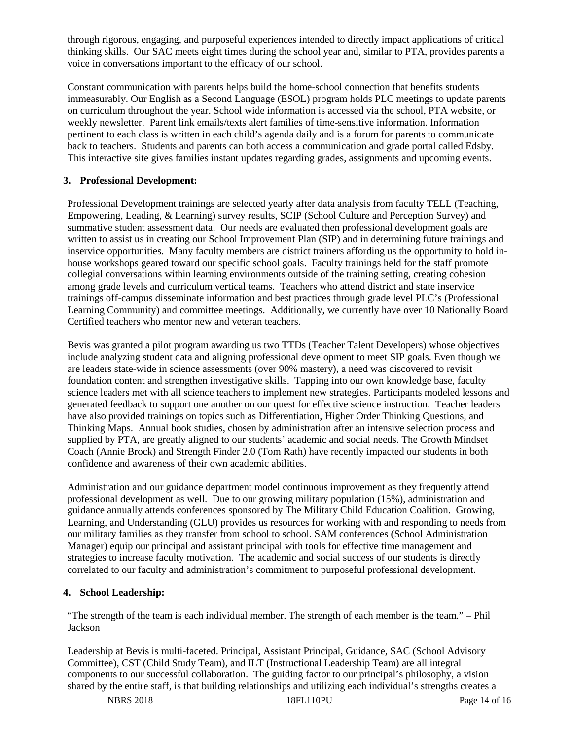through rigorous, engaging, and purposeful experiences intended to directly impact applications of critical thinking skills. Our SAC meets eight times during the school year and, similar to PTA, provides parents a voice in conversations important to the efficacy of our school.

Constant communication with parents helps build the home-school connection that benefits students immeasurably. Our English as a Second Language (ESOL) program holds PLC meetings to update parents on curriculum throughout the year. School wide information is accessed via the school, PTA website, or weekly newsletter. Parent link emails/texts alert families of time-sensitive information. Information pertinent to each class is written in each child's agenda daily and is a forum for parents to communicate back to teachers. Students and parents can both access a communication and grade portal called Edsby. This interactive site gives families instant updates regarding grades, assignments and upcoming events.

**3. Professional Development:**

Professional Development trainings are selected yearly after data analysis from faculty TELL (Teaching, Empowering, Leading, & Learning) survey results, SCIP (School Culture and Perception Survey) and summative student assessment data. Our needs are evaluated then professional development goals are written to assist us in creating our School Improvement Plan (SIP) and in determining future trainings and inservice opportunities. Many faculty members are district trainers affording us the opportunity to hold in-house workshops geared toward our specific school goals. Faculty trainings held for the staff promote collegial conversations within learning environments outside of the training setting, creating cohesion among grade levels and curriculum vertical teams. Teachers who attend district and state inservice trainings off-campus disseminate information and best practices through grade level PLC's (Professional Learning Community) and committee meetings. Additionally, we currently have over 10 Nationally Board Certified teachers who mentor new and veteran teachers.

Bevis was granted a pilot program awarding us two TTDs (Teacher Talent Developers) whose objectives include analyzing student data and aligning professional development to meet SIP goals. Even though we are leaders state-wide in science assessments (over 90% mastery), a need was discovered to revisit foundation content and strengthen investigative skills. Tapping into our own knowledge base, faculty science leaders met with all science teachers to implement new strategies. Participants modeled lessons and generated feedback to support one another on our quest for effective science instruction. Teacher leaders have also provided trainings on topics such as Differentiation, Higher Order Thinking Questions, and Thinking Maps. Annual book studies, chosen by administration after an intensive selection process and supplied by PTA, are greatly aligned to our students' academic and social needs. The Growth Mindset Coach (Annie Brock) and Strength Finder 2.0 (Tom Rath) have recently impacted our students in both confidence and awareness of their own academic abilities.

Administration and our guidance department model continuous improvement as they frequently attend professional development as well. Due to our growing military population (15%), administration and guidance annually attends conferences sponsored by The Military Child Education Coalition. Growing, Learning, and Understanding (GLU) provides us resources for working with and responding to needs from our military families as they transfer from school to school. SAM conferences (School Administration Manager) equip our principal and assistant principal with tools for effective time management and strategies to increase faculty motivation. The academic and social success of our students is directly correlated to our faculty and administration's commitment to purposeful professional development.

**4. School Leadership:**

"The strength of the team is each individual member. The strength of each member is the team." – Phil Jackson

Leadership at Bevis is multi-faceted. Principal, Assistant Principal, Guidance, SAC (School Advisory Committee), CST (Child Study Team), and ILT (Instructional Leadership Team) are all integral components to our successful collaboration. The guiding factor to our principal's philosophy, a vision shared by the entire staff, is that building relationships and utilizing each individual's strengths creates a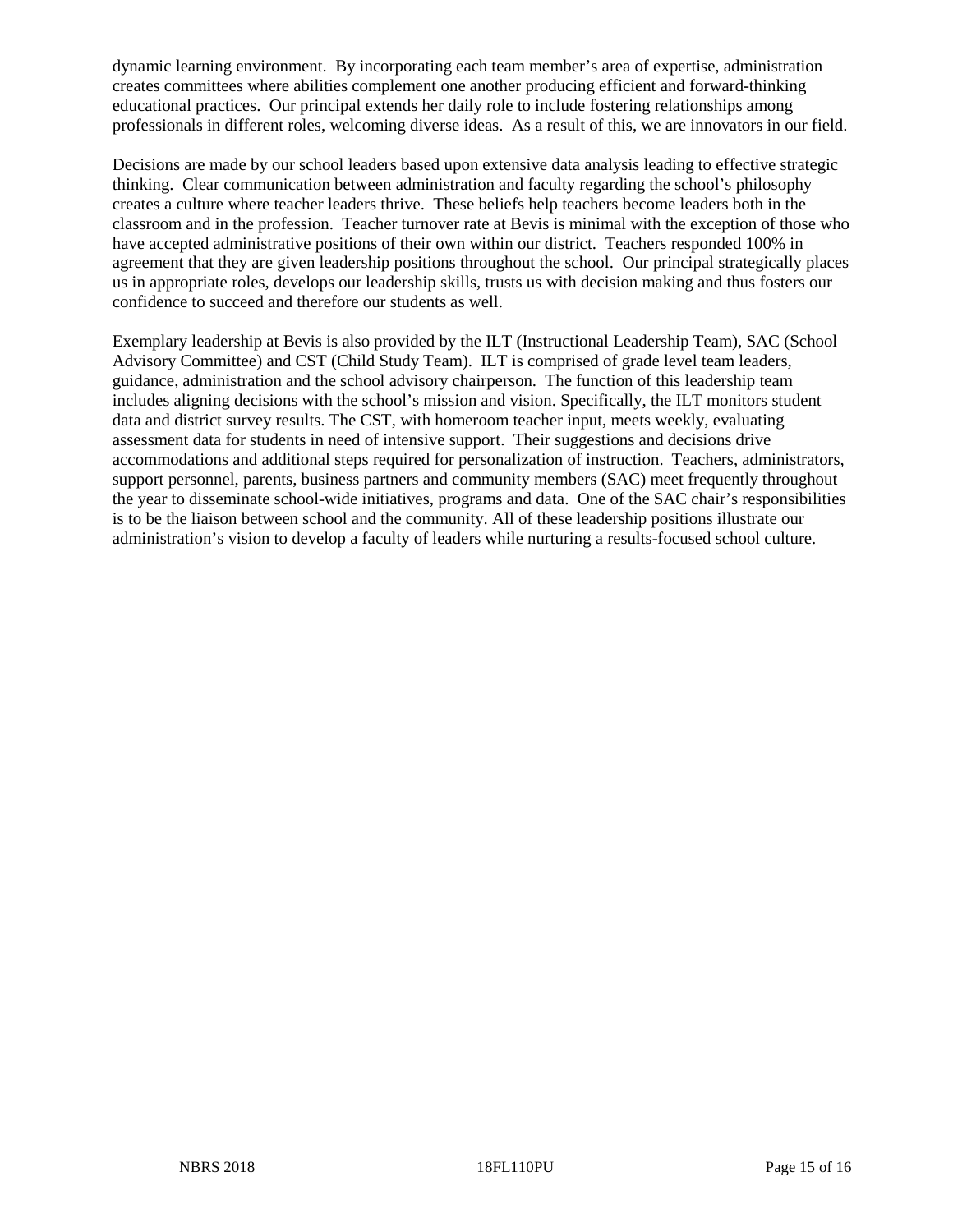dynamic learning environment. By incorporating each team member's area of expertise, administration creates committees where abilities complement one another producing efficient and forward-thinking educational practices. Our principal extends her daily role to include fostering relationships among professionals in different roles, welcoming diverse ideas. As a result of this, we are innovators in our field.

Decisions are made by our school leaders based upon extensive data analysis leading to effective strategic thinking. Clear communication between administration and faculty regarding the school's philosophy creates a culture where teacher leaders thrive. These beliefs help teachers become leaders both in the classroom and in the profession. Teacher turnover rate at Bevis is minimal with the exception of those who have accepted administrative positions of their own within our district. Teachers responded 100% in agreement that they are given leadership positions throughout the school. Our principal strategically places us in appropriate roles, develops our leadership skills, trusts us with decision making and thus fosters our confidence to succeed and therefore our students as well.

Exemplary leadership at Bevis is also provided by the ILT (Instructional Leadership Team), SAC (School Advisory Committee) and CST (Child Study Team). ILT is comprised of grade level team leaders, guidance, administration and the school advisory chairperson. The function of this leadership team includes aligning decisions with the school's mission and vision. Specifically, the ILT monitors student data and district survey results. The CST, with homeroom teacher input, meets weekly, evaluating assessment data for students in need of intensive support. Their suggestions and decisions drive accommodations and additional steps required for personalization of instruction. Teachers, administrators, support personnel, parents, business partners and community members (SAC) meet frequently throughout the year to disseminate school-wide initiatives, programs and data. One of the SAC chair's responsibilities is to be the liaison between school and the community. All of these leadership positions illustrate our administration's vision to develop a faculty of leaders while nurturing a results-focused school culture.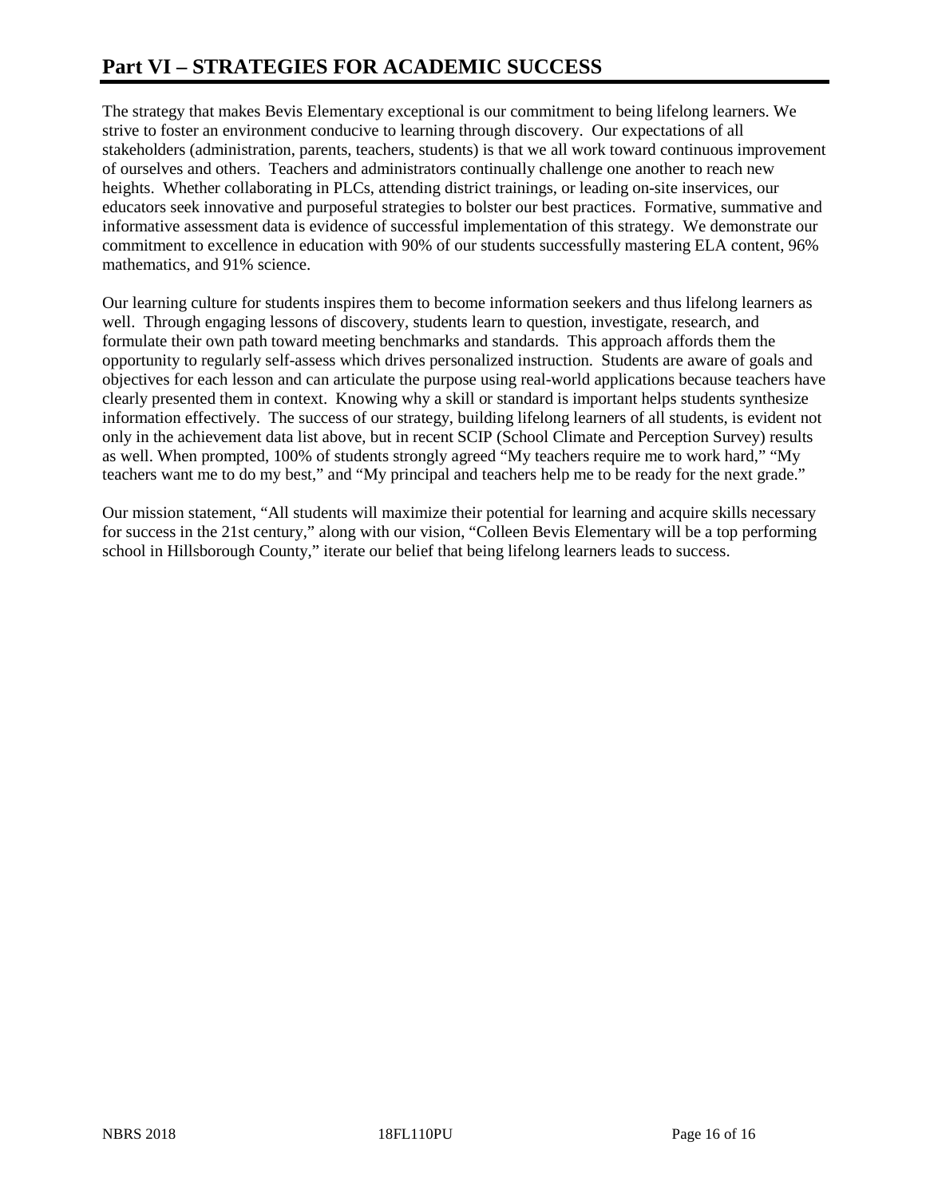# Part VI – STRATEGIES FOR ACADEMIC SUCCESS

The strategy that makes Bevis Elementary exceptional is our commitment to being lifelong learners. We strive to foster an environment conducive to learning through discovery. Our expectations of all stakeholders (administration, parents, teachers, students) is that we all work toward continuous improvement of ourselves and others. Teachers and administrators continually challenge one another to reach new heights. Whether collaborating in PLCs, attending district trainings, or leading on-site inservices, our educators seek innovative and purposeful strategies to bolster our best practices. Formative, summative and informative assessment data is evidence of successful implementation of this strategy. We demonstrate our commitment to excellence in education with 90% of our students successfully mastering ELA content, 96% mathematics, and 91% science.

Our learning culture for students inspires them to become information seekers and thus lifelong learners as well. Through engaging lessons of discovery, students learn to question, investigate, research, and formulate their own path toward meeting benchmarks and standards. This approach affords them the opportunity to regularly self-assess which drives personalized instruction. Students are aware of goals and objectives for each lesson and can articulate the purpose using real-world applications because teachers have clearly presented them in context. Knowing why a skill or standard is important helps students synthesize information effectively. The success of our strategy, building lifelong learners of all students, is evident not only in the achievement data list above, but in recent SCIP (School Climate and Perception Survey) results as well. When prompted, 100% of students strongly agreed "My teachers require me to work hard," "My teachers want me to do my best," and "My principal and teachers help me to be ready for the next grade."

Our mission statement, "All students will maximize their potential for learning and acquire skills necessary for success in the 21st century," along with our vision, "Colleen Bevis Elementary will be a top performing school in Hillsborough County," iterate our belief that being lifelong learners leads to success.